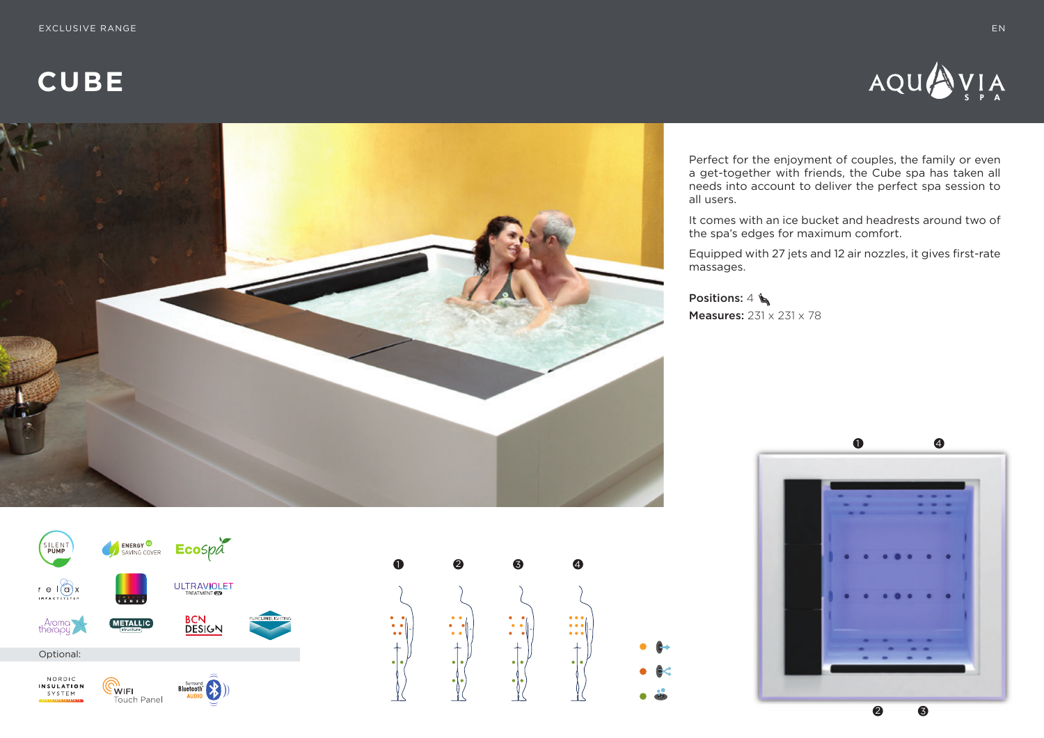EXCLUSIVE RANGE

# CUBE

Perfect for the enjoyment of couples, the family or even a get-together with friends, the Cube spa has taken all needs into account to deliver the perfect spa session to all users.

It comes with an ice bucket and headrests around two of the spa's edges for maximum comfort.

Equipped with 27 jets and 12 air nozzles, it gives first-rate massages.

**Positions:** 4

**Measures:** 231 x 231 x 78

SILENT PUMP
ENERGY SAVING COVER
EcoSpa
relax IMPACT SYSTEM
CHROMO SENSE
ULTRAVIOLET TREATMENT UV
Aroma therapy
METALLIC structure
BCN DESIGN
PURELINE LIGHTING

Optional:

NORDIC INSULATION SYSTEM
WIFI Touch Panel
Surround Bluetooth AUDIO

❶ ❷ ❸ ❹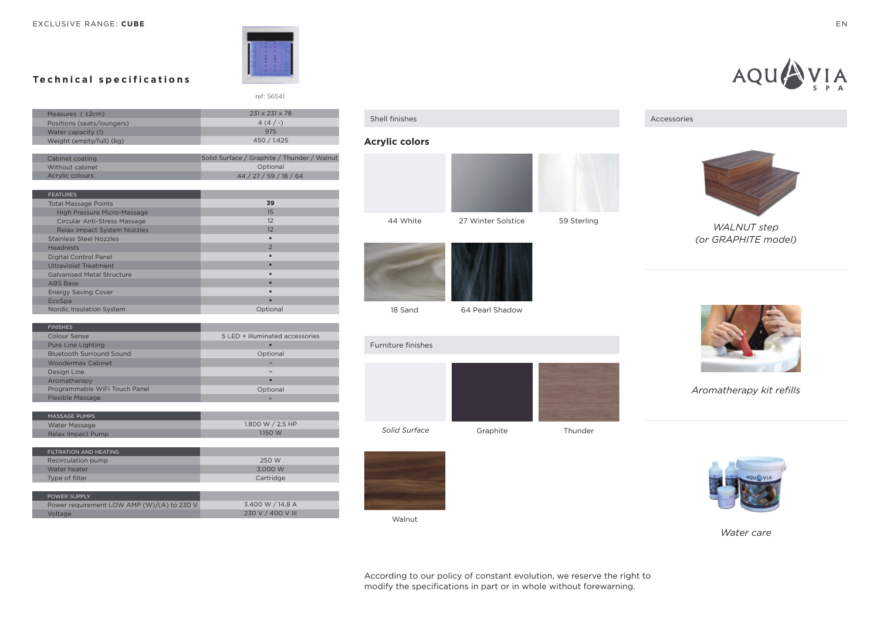EXCLUSIVE RANGE: **CUBE**

## Technical specifications

ref: 56541

| | |
|---|---|
| Measures ( ±2cm) | 231 x 231 x 78 |
| Positions (seats/loungers) | 4 (4 / -) |
| Water capacity (l) | 975 |
| Weight (empty/full) (kg) | 450 / 1.425 |

| | |
|---|---|
| Cabinet coating | Solid Surface / Graphite / Thunder / Walnut |
| Without cabinet | Optional |
| Acrylic colours | 44 / 27 / 59 / 18 / 64 |

| FEATURES | |
|---|---|
| Total Massage Points | **39** |
| High Pressure Micro-Massage | 15 |
| Circular Anti-Stress Massage | 12 |
| Relax Impact System Nozzles | 12 |
| Stainless Steel Nozzles | • |
| Headrests | 2 |
| Digital Control Panel | • |
| Ultraviolet Treatment | • |
| Galvanised Metal Structure | • |
| ABS Base | • |
| Energy Saving Cover | • |
| EcoSpa | • |
| Nordic Insulation System | Optional |

| FINISHES | |
|---|---|
| Colour Sense | 5 LED + illuminated accessories |
| Pure Line Lighting | • |
| Bluetooth Surround Sound | Optional |
| Woodermax Cabinet | – |
| Design Line | – |
| Aromatherapy | • |
| Programmable WiFi Touch Panel | Optional |
| Flexible Massage | – |

| MASSAGE PUMPS | |
|---|---|
| Water Massage | 1.800 W / 2,5 HP |
| Relax Impact Pump | 1.150 W |

| FILTRATION AND HEATING | |
|---|---|
| Recirculation pump | 250 W |
| Water heater | 3.000 W |
| Type of filter | Cartridge |

| POWER SUPPLY | |
|---|---|
| Power requirement LOW AMP (W)/(A) to 230 V | 3.400 W / 14,8 A |
| Voltage | 230 V / 400 V III |

### Shell finishes

**Acrylic colors**

44 White

27 Winter Solstice

59 Sterling

18 Sand

64 Pearl Shadow

### Furniture finishes

*Solid Surface*

Graphite

Thunder

Walnut

### Accessories

*WALNUT step (or GRAPHITE model)*

*Aromatherapy kit refills*

*Water care*

According to our policy of constant evolution, we reserve the right to modify the specifications in part or in whole without forewarning.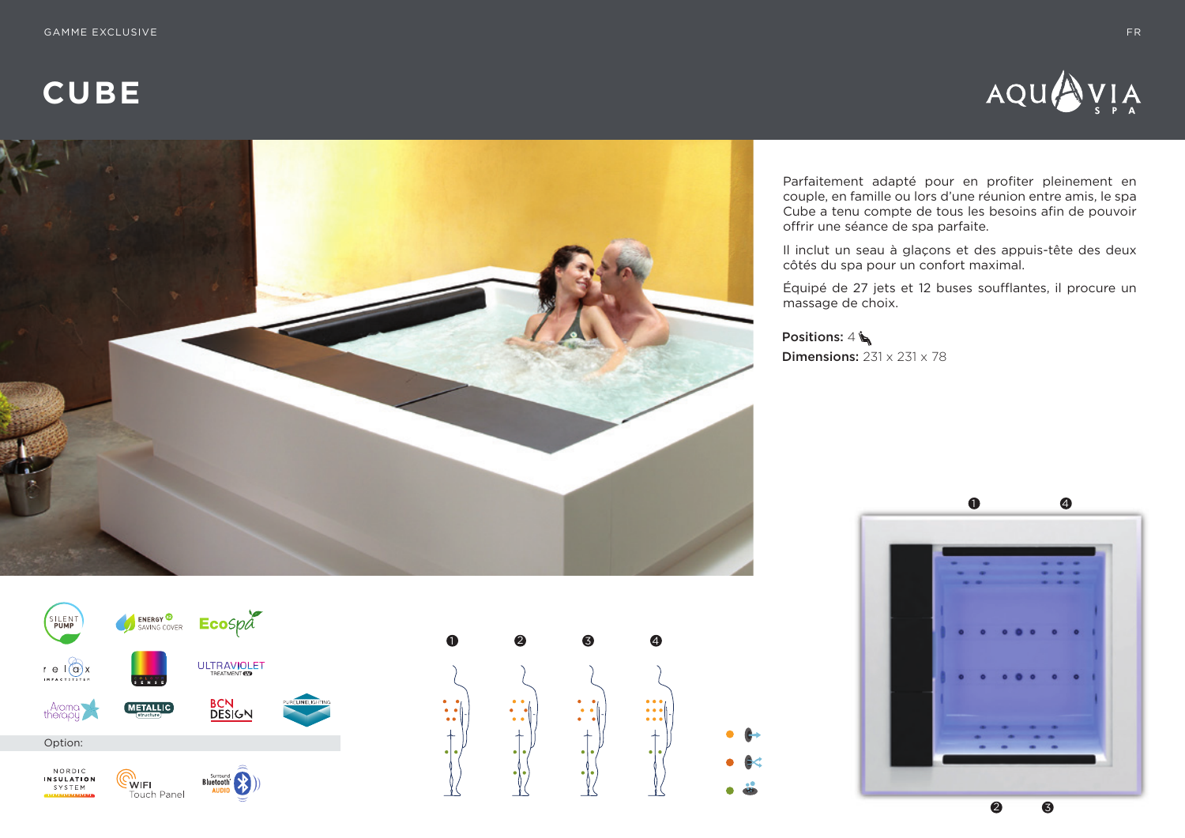# CUBE

Parfaitement adapté pour en profiter pleinement en couple, en famille ou lors d'une réunion entre amis, le spa Cube a tenu compte de tous les besoins afin de pouvoir offrir une séance de spa parfaite.

Il inclut un seau à glaçons et des appuis-tête des deux côtés du spa pour un confort maximal.

Équipé de 27 jets et 12 buses soufflantes, il procure un massage de choix.

**Positions:** 4

**Dimensions:** 231 x 231 x 78

Option: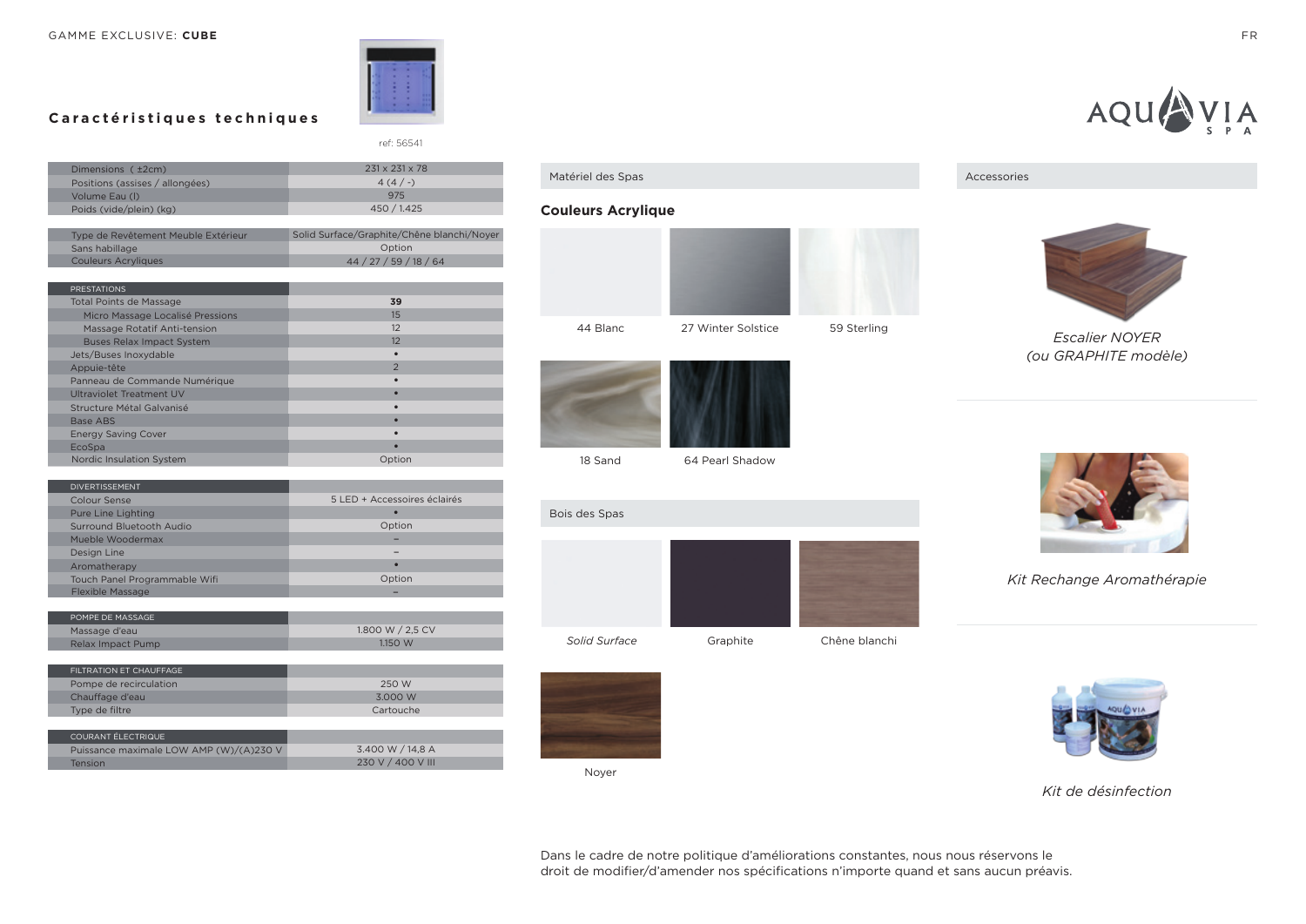GAMME EXCLUSIVE: **CUBE**

## Caractéristiques techniques

ref: 56541

| Dimensions ( ±2cm) | 231 x 231 x 78 |
|---|---|
| Positions (assises / allongées) | 4 (4 / -) |
| Volume Eau (l) | 975 |
| Poids (vide/plein) (kg) | 450 / 1.425 |

| Type de Revêtement Meuble Extérieur | Solid Surface/Graphite/Chêne blanchi/Noyer |
|---|---|
| Sans habillage | Option |
| Couleurs Acryliques | 44 / 27 / 59 / 18 / 64 |

| PRESTATIONS | |
|---|---|
| Total Points de Massage | **39** |
| Micro Massage Localisé Pressions | 15 |
| Massage Rotatif Anti-tension | 12 |
| Buses Relax Impact System | 12 |
| Jets/Buses Inoxydable | • |
| Appuie-tête | 2 |
| Panneau de Commande Numérique | • |
| Ultraviolet Treatment UV | • |
| Structure Métal Galvanisé | • |
| Base ABS | • |
| Energy Saving Cover | • |
| EcoSpa | • |
| Nordic Insulation System | Option |

| DIVERTISSEMENT | |
|---|---|
| Colour Sense | 5 LED + Accessoires éclairés |
| Pure Line Lighting | • |
| Surround Bluetooth Audio | Option |
| Mueble Woodermax | – |
| Design Line | – |
| Aromatherapy | • |
| Touch Panel Programmable Wifi | Option |
| Flexible Massage | – |

| POMPE DE MASSAGE | |
|---|---|
| Massage d'eau | 1.800 W / 2,5 CV |
| Relax Impact Pump | 1.150 W |

| FILTRATION ET CHAUFFAGE | |
|---|---|
| Pompe de recirculation | 250 W |
| Chauffage d'eau | 3.000 W |
| Type de filtre | Cartouche |

| COURANT ÉLECTRIQUE | |
|---|---|
| Puissance maximale LOW AMP (W)/(A)230 V | 3.400 W / 14,8 A |
| Tension | 230 V / 400 V III |

### Matériel des Spas

**Couleurs Acrylique**

44 Blanc

27 Winter Solstice

59 Sterling

18 Sand

64 Pearl Shadow

### Bois des Spas

*Solid Surface*

Graphite

Chêne blanchi

Noyer

### Accessories

*Escalier NOYER (ou GRAPHITE modèle)*

*Kit Rechange Aromathérapie*

*Kit de désinfection*

Dans le cadre de notre politique d'améliorations constantes, nous nous réservons le droit de modifier/d'amender nos spécifications n'importe quand et sans aucun préavis.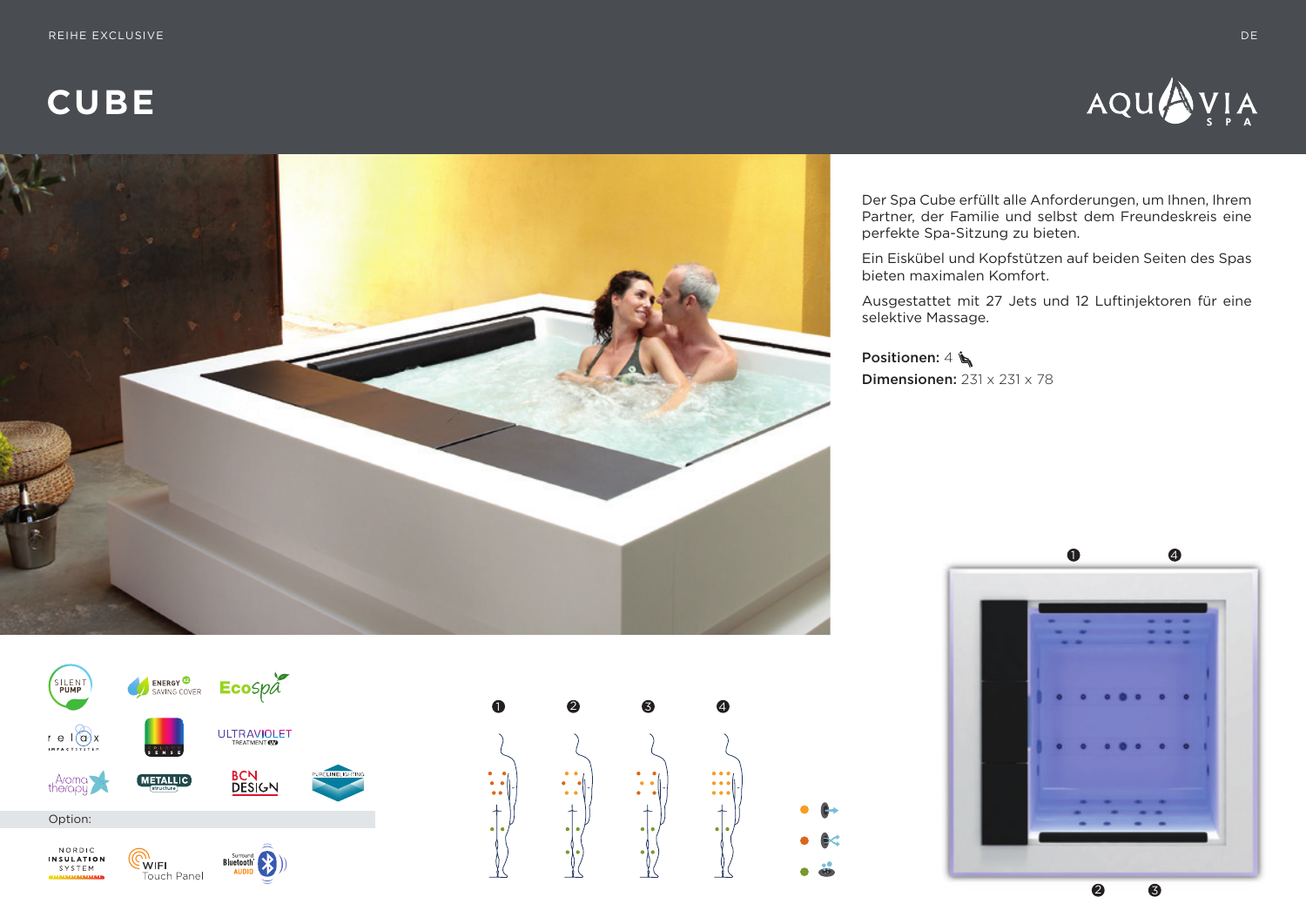REIHE EXCLUSIVE

# CUBE

Der Spa Cube erfüllt alle Anforderungen, um Ihnen, Ihrem Partner, der Familie und selbst dem Freundeskreis eine perfekte Spa-Sitzung zu bieten.

Ein Eiskübel und Kopfstützen auf beiden Seiten des Spas bieten maximalen Komfort.

Ausgestattet mit 27 Jets und 12 Luftinjektoren für eine selektive Massage.

**Positionen:** 4

**Dimensionen:** 231 x 231 x 78

Option: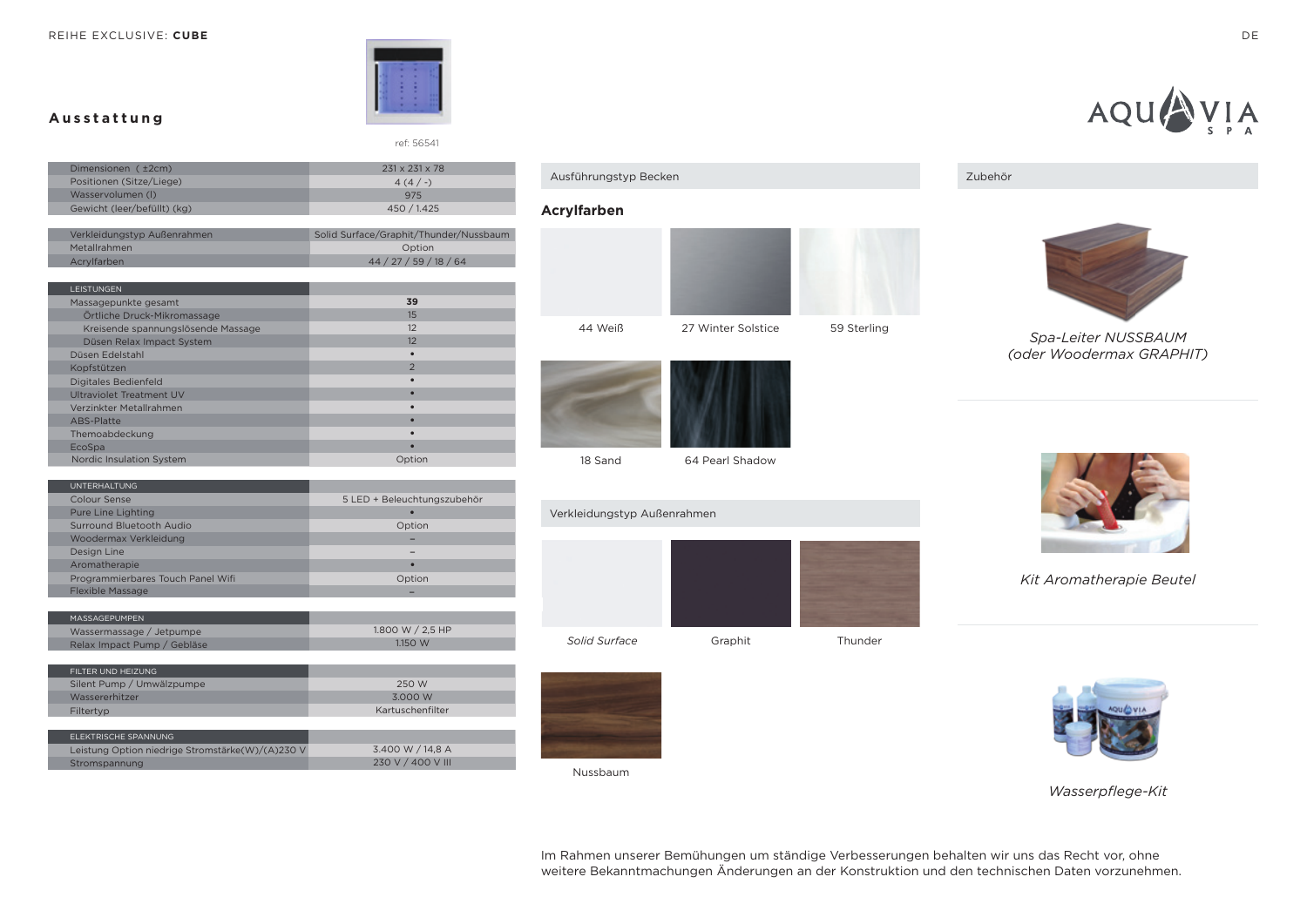REIHE EXCLUSIVE: **CUBE**

## Ausstattung

ref: 56541

| Dimensionen ( ±2cm) | 231 x 231 x 78 |
|---|---|
| Positionen (Sitze/Liege) | 4 (4 / -) |
| Wasservolumen (l) | 975 |
| Gewicht (leer/befüllt) (kg) | 450 / 1.425 |

| Verkleidungstyp Außenrahmen | Solid Surface/Graphit/Thunder/Nussbaum |
|---|---|
| Metallrahmen | Option |
| Acrylfarben | 44 / 27 / 59 / 18 / 64 |

| LEISTUNGEN | |
|---|---|
| Massagepunkte gesamt | **39** |
| Örtliche Druck-Mikromassage | 15 |
| Kreisende spannungslösende Massage | 12 |
| Düsen Relax Impact System | 12 |
| Düsen Edelstahl | • |
| Kopfstützen | 2 |
| Digitales Bedienfeld | • |
| Ultraviolet Treatment UV | • |
| Verzinkter Metallrahmen | • |
| ABS-Platte | • |
| Themoabdeckung | • |
| EcoSpa | • |
| Nordic Insulation System | Option |

| UNTERHALTUNG | |
|---|---|
| Colour Sense | 5 LED + Beleuchtungszubehör |
| Pure Line Lighting | • |
| Surround Bluetooth Audio | Option |
| Woodermax Verkleidung | – |
| Design Line | – |
| Aromatherapie | – |
| Programmierbares Touch Panel Wifi | Option |
| Flexible Massage | – |

| MASSAGEPUMPEN | |
|---|---|
| Wassermassage / Jetpumpe | 1.800 W / 2,5 HP |
| Relax Impact Pump / Gebläse | 1.150 W |

| FILTER UND HEIZUNG | |
|---|---|
| Silent Pump / Umwälzpumpe | 250 W |
| Wassererhitzer | 3.000 W |
| Filtertyp | Kartuschenfilter |

| ELEKTRISCHE SPANNUNG | |
|---|---|
| Leistung Option niedrige Stromstärke(W)/(A)230 V | 3.400 W / 14,8 A |
| Stromspannung | 230 V / 400 V III |

### Ausführungstyp Becken

**Acrylfarben**

44 Weiß

27 Winter Solstice

59 Sterling

18 Sand

64 Pearl Shadow

### Verkleidungstyp Außenrahmen

*Solid Surface*

Graphit

Thunder

Nussbaum

### Zubehör

*Spa-Leiter NUSSBAUM (oder Woodermax GRAPHIT)*

*Kit Aromatherapie Beutel*

*Wasserpflege-Kit*

Im Rahmen unserer Bemühungen um ständige Verbesserungen behalten wir uns das Recht vor, ohne weitere Bekanntmachungen Änderungen an der Konstruktion und den technischen Daten vorzunehmen.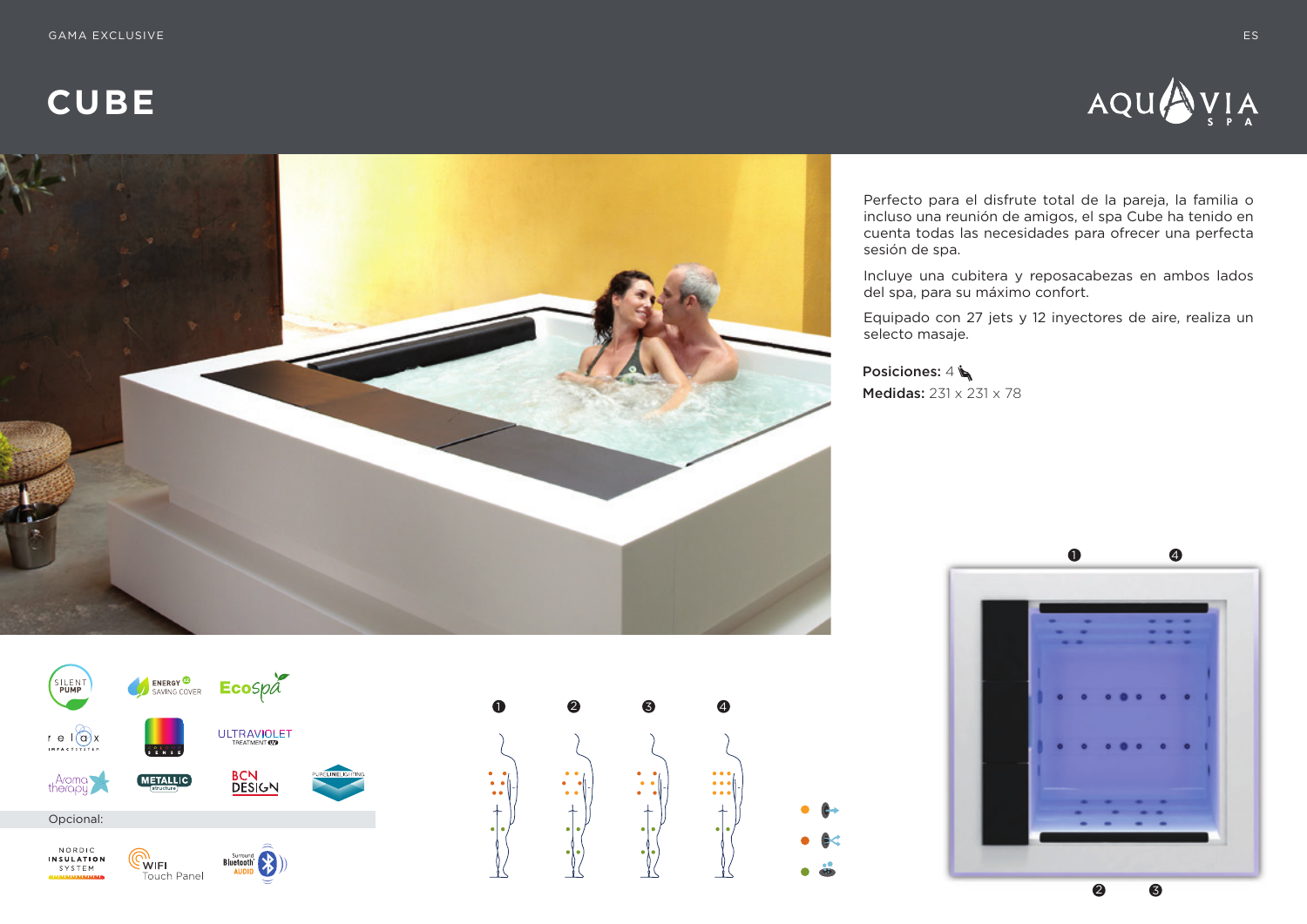GAMA EXCLUSIVE

# CUBE

Perfecto para el disfrute total de la pareja, la familia o incluso una reunión de amigos, el spa Cube ha tenido en cuenta todas las necesidades para ofrecer una perfecta sesión de spa.

Incluye una cubitera y reposacabezas en ambos lados del spa, para su máximo confort.

Equipado con 27 jets y 12 inyectores de aire, realiza un selecto masaje.

**Posiciones:** 4

**Medidas:** 231 x 231 x 78

SILENT PUMP · ENERGY SAVING COVER · Ecospa · relax IMPACT SYSTEM · COLOR SENSE · ULTRAVIOLET TREATMENT UV · Aroma therapy · METALLIC structure · BCN DESIGN · PURELINE LIGHTING

Opcional:

NORDIC INSULATION SYSTEM · WIFI Touch Panel · Surround Bluetooth AUDIO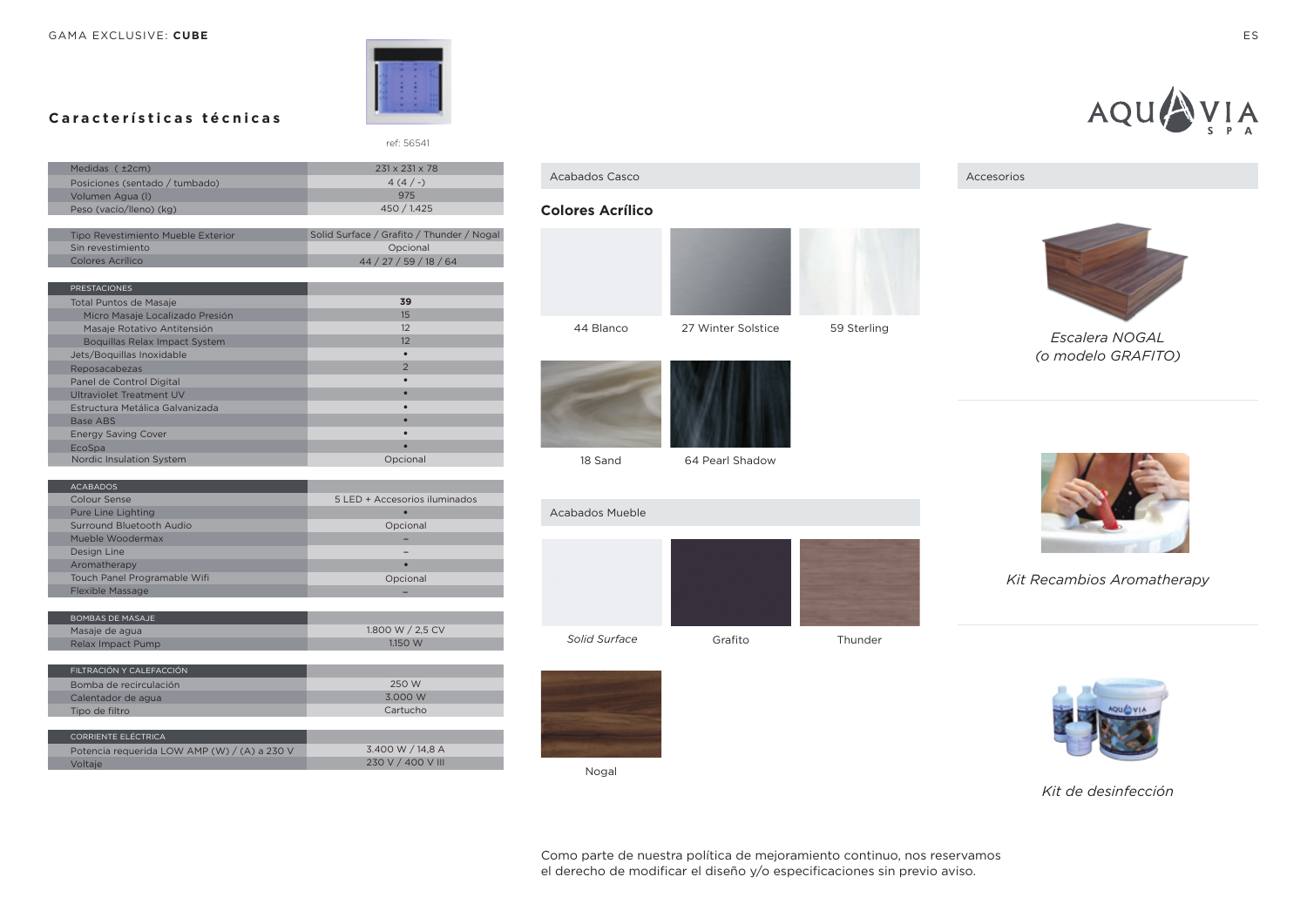GAMA EXCLUSIVE: **CUBE**

## Características técnicas

ref: 56541

| Medidas ( ±2cm) | 231 x 231 x 78 |
|---|---|
| Posiciones (sentado / tumbado) | 4 (4 / -) |
| Volumen Agua (l) | 975 |
| Peso (vacío/lleno) (kg) | 450 / 1.425 |

| Tipo Revestimiento Mueble Exterior | Solid Surface / Grafito / Thunder / Nogal |
|---|---|
| Sin revestimiento | Opcional |
| Colores Acrílico | 44 / 27 / 59 / 18 / 64 |

| PRESTACIONES | |
|---|---|
| Total Puntos de Masaje | **39** |
| Micro Masaje Localizado Presión | 15 |
| Masaje Rotativo Antitensión | 12 |
| Boquillas Relax Impact System | 12 |
| Jets/Boquillas Inoxidable | • |
| Reposacabezas | 2 |
| Panel de Control Digital | • |
| Ultraviolet Treatment UV | • |
| Estructura Metálica Galvanizada | • |
| Base ABS | • |
| Energy Saving Cover | • |
| EcoSpa | • |
| Nordic Insulation System | Opcional |

| ACABADOS | |
|---|---|
| Colour Sense | 5 LED + Accesorios iluminados |
| Pure Line Lighting | • |
| Surround Bluetooth Audio | Opcional |
| Mueble Woodermax | – |
| Design Line | – |
| Aromatherapy | • |
| Touch Panel Programable Wifi | Opcional |
| Flexible Massage | – |

| BOMBAS DE MASAJE | |
|---|---|
| Masaje de agua | 1.800 W / 2,5 CV |
| Relax Impact Pump | 1.150 W |

| FILTRACIÓN Y CALEFACCIÓN | |
|---|---|
| Bomba de recirculación | 250 W |
| Calentador de agua | 3.000 W |
| Tipo de filtro | Cartucho |

| CORRIENTE ELÉCTRICA | |
|---|---|
| Potencia requerida LOW AMP (W) / (A) a 230 V | 3.400 W / 14,8 A |
| Voltaje | 230 V / 400 V III |

### Acabados Casco

**Colores Acrílico**

44 Blanco

27 Winter Solstice

59 Sterling

18 Sand

64 Pearl Shadow

### Acabados Mueble

*Solid Surface*

Grafito

Thunder

Nogal

### Accesorios

*Escalera NOGAL (o modelo GRAFITO)*

*Kit Recambios Aromatherapy*

*Kit de desinfección*

Como parte de nuestra política de mejoramiento continuo, nos reservamos el derecho de modificar el diseño y/o especificaciones sin previo aviso.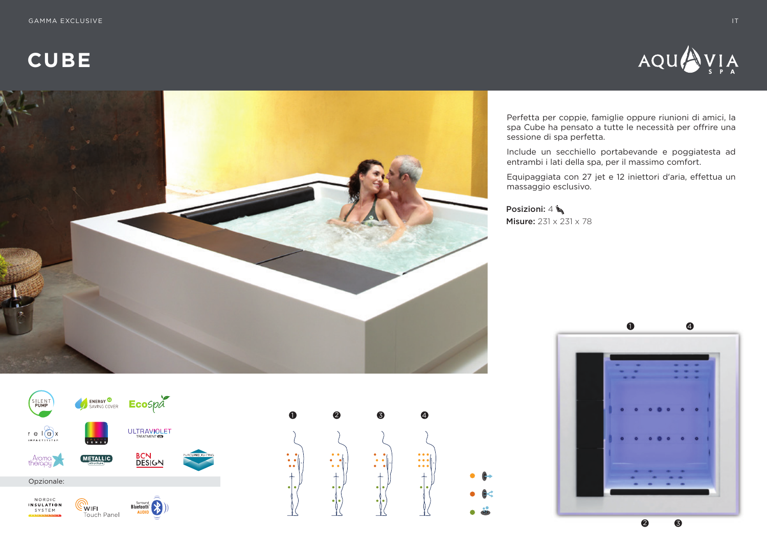# CUBE

Perfetta per coppie, famiglie oppure riunioni di amici, la spa Cube ha pensato a tutte le necessità per offrire una sessione di spa perfetta.

Include un secchiello portabevande e poggiatesta ad entrambi i lati della spa, per il massimo comfort.

Equipaggiata con 27 jet e 12 iniettori d'aria, effettua un massaggio esclusivo.

**Posizioni:** 4

**Misure:** 231 x 231 x 78

Opzionale: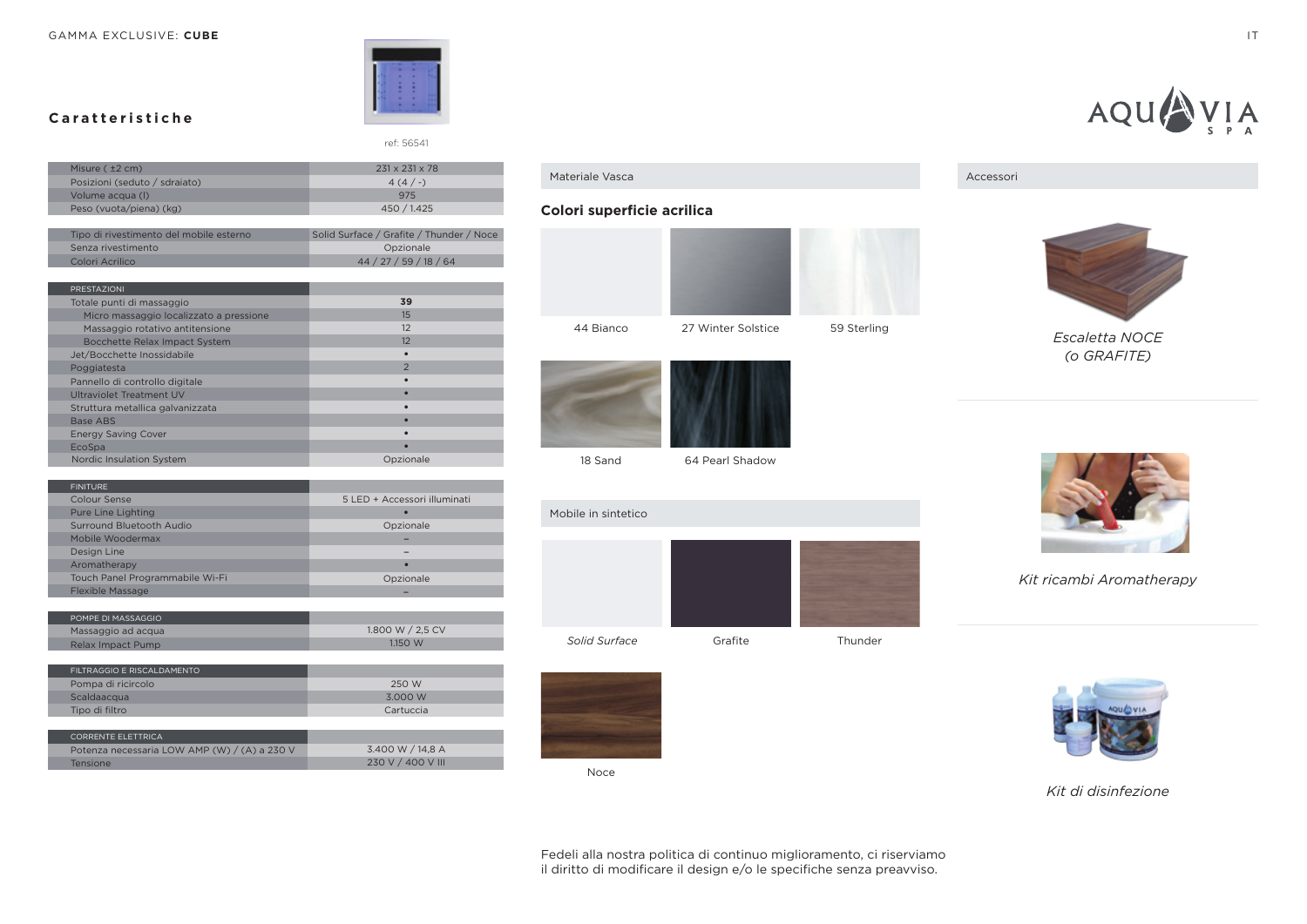GAMMA EXCLUSIVE: **CUBE**

## Caratteristiche

ref: 56541

| | |
|---|---|
| Misure ( ±2 cm) | 231 x 231 x 78 |
| Posizioni (seduto / sdraiato) | 4 (4 / -) |
| Volume acqua (l) | 975 |
| Peso (vuota/piena) (kg) | 450 / 1.425 |

| | |
|---|---|
| Tipo di rivestimento del mobile esterno | Solid Surface / Grafite / Thunder / Noce |
| Senza rivestimento | Opzionale |
| Colori Acrilico | 44 / 27 / 59 / 18 / 64 |

| PRESTAZIONI | |
|---|---|
| Totale punti di massaggio | **39** |
| Micro massaggio localizzato a pressione | 15 |
| Massaggio rotativo antitensione | 12 |
| Bocchette Relax Impact System | 12 |
| Jet/Bocchette Inossidabile | • |
| Poggiatesta | 2 |
| Pannello di controllo digitale | • |
| Ultraviolet Treatment UV | • |
| Struttura metallica galvanizzata | • |
| Base ABS | • |
| Energy Saving Cover | • |
| EcoSpa | • |
| Nordic Insulation System | Opzionale |

| FINITURE | |
|---|---|
| Colour Sense | 5 LED + Accessori illuminati |
| Pure Line Lighting | • |
| Surround Bluetooth Audio | Opzionale |
| Mobile Woodermax | – |
| Design Line | – |
| Aromatherapy | • |
| Touch Panel Programmabile Wi-Fi | Opzionale |
| Flexible Massage | – |

| POMPE DI MASSAGGIO | |
|---|---|
| Massaggio ad acqua | 1.800 W / 2,5 CV |
| Relax Impact Pump | 1.150 W |

| FILTRAGGIO E RISCALDAMENTO | |
|---|---|
| Pompa di ricircolo | 250 W |
| Scaldaacqua | 3.000 W |
| Tipo di filtro | Cartuccia |

| CORRENTE ELETTRICA | |
|---|---|
| Potenza necessaria LOW AMP (W) / (A) a 230 V | 3.400 W / 14,8 A |
| Tensione | 230 V / 400 V III |

## Materiale Vasca

### Colori superficie acrilica

44 Bianco

27 Winter Solstice

59 Sterling

18 Sand

64 Pearl Shadow

### Mobile in sintetico

*Solid Surface*

Grafite

Thunder

Noce

## Accessori

*Escaletta NOCE (o GRAFITE)*

*Kit ricambi Aromatherapy*

*Kit di disinfezione*

Fedeli alla nostra politica di continuo miglioramento, ci riserviamo il diritto di modificare il design e/o le specifiche senza preavviso.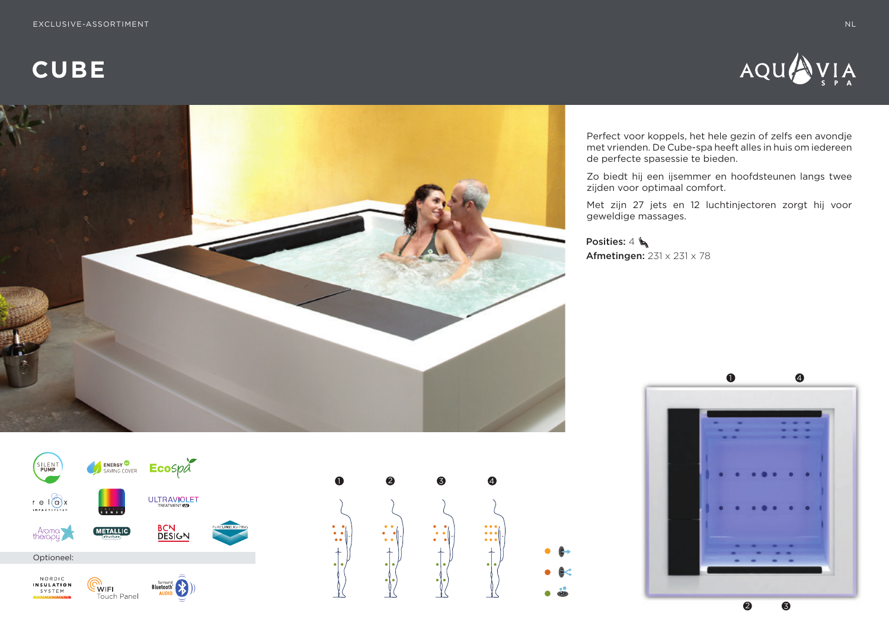# CUBE

Perfect voor koppels, het hele gezin of zelfs een avondje met vrienden. De Cube-spa heeft alles in huis om iedereen de perfecte spasessie te bieden.

Zo biedt hij een ijsemmer en hoofdsteunen langs twee zijden voor optimaal comfort.

Met zijn 27 jets en 12 luchtinjectoren zorgt hij voor geweldige massages.

**Posities:** 4
**Afmetingen:** 231 x 231 x 78

Optioneel: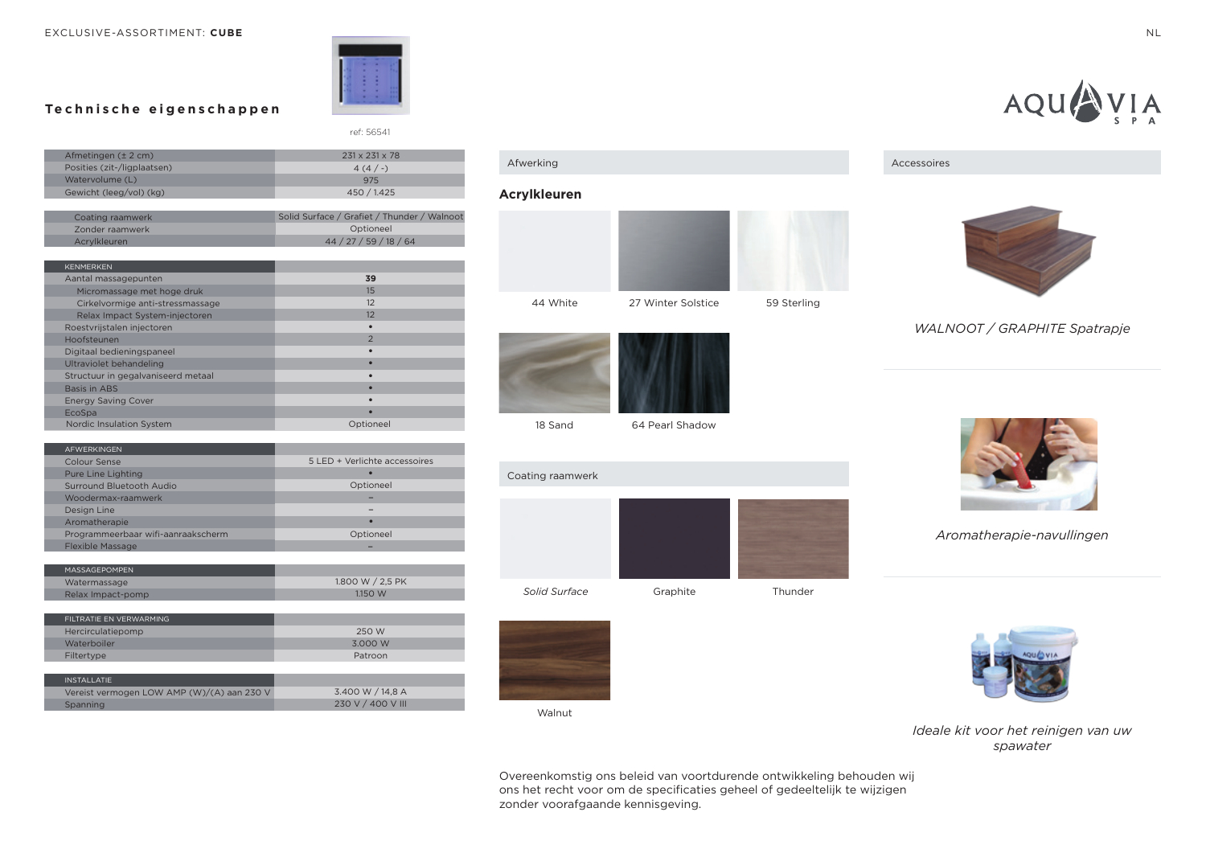EXCLUSIVE-ASSORTIMENT: **CUBE**

## Technische eigenschappen

ref: 56541

| | |
|---|---|
| Afmetingen (± 2 cm) | 231 x 231 x 78 |
| Posities (zit-/ligplaatsen) | 4 (4 / -) |
| Watervolume (L) | 975 |
| Gewicht (leeg/vol) (kg) | 450 / 1.425 |

| | |
|---|---|
| Coating raamwerk | Solid Surface / Grafiet / Thunder / Walnoot |
| Zonder raamwerk | Optioneel |
| Acrylkleuren | 44 / 27 / 59 / 18 / 64 |

| KENMERKEN | |
|---|---|
| Aantal massagepunten | **39** |
| Micromassage met hoge druk | 15 |
| Cirkelvormige anti-stressmassage | 12 |
| Relax Impact System-injectoren | 12 |
| Roestvrijstalen injectoren | • |
| Hoofsteunen | 2 |
| Digitaal bedieningspaneel | • |
| Ultraviolet behandeling | • |
| Structuur in gegalvaniseerd metaal | • |
| Basis in ABS | • |
| Energy Saving Cover | • |
| EcoSpa | • |
| Nordic Insulation System | Optioneel |

| AFWERKINGEN | |
|---|---|
| Colour Sense | 5 LED + Verlichte accessoires |
| Pure Line Lighting | • |
| Surround Bluetooth Audio | Optioneel |
| Woodermax-raamwerk | – |
| Design Line | – |
| Aromatherapie | • |
| Programmeerbaar wifi-aanraakscherm | Optioneel |
| Flexible Massage | – |

| MASSAGEPOMPEN | |
|---|---|
| Watermassage | 1.800 W / 2,5 PK |
| Relax Impact-pomp | 1.150 W |

| FILTRATIE EN VERWARMING | |
|---|---|
| Hercirculatiepomp | 250 W |
| Waterboiler | 3.000 W |
| Filtertype | Patroon |

| INSTALLATIE | |
|---|---|
| Vereist vermogen LOW AMP (W)/(A) aan 230 V | 3.400 W / 14,8 A |
| Spanning | 230 V / 400 V III |

## Afwerking

### Acrylkleuren

44 White

27 Winter Solstice

59 Sterling

18 Sand

64 Pearl Shadow

### Coating raamwerk

*Solid Surface*

Graphite

Thunder

Walnut

## Accessoires

*WALNOOT / GRAPHITE Spatrapje*

*Aromatherapie-navullingen*

*Ideale kit voor het reinigen van uw spawater*

Overeenkomstig ons beleid van voortdurende ontwikkeling behouden wij ons het recht voor om de specificaties geheel of gedeeltelijk te wijzigen zonder voorafgaande kennisgeving.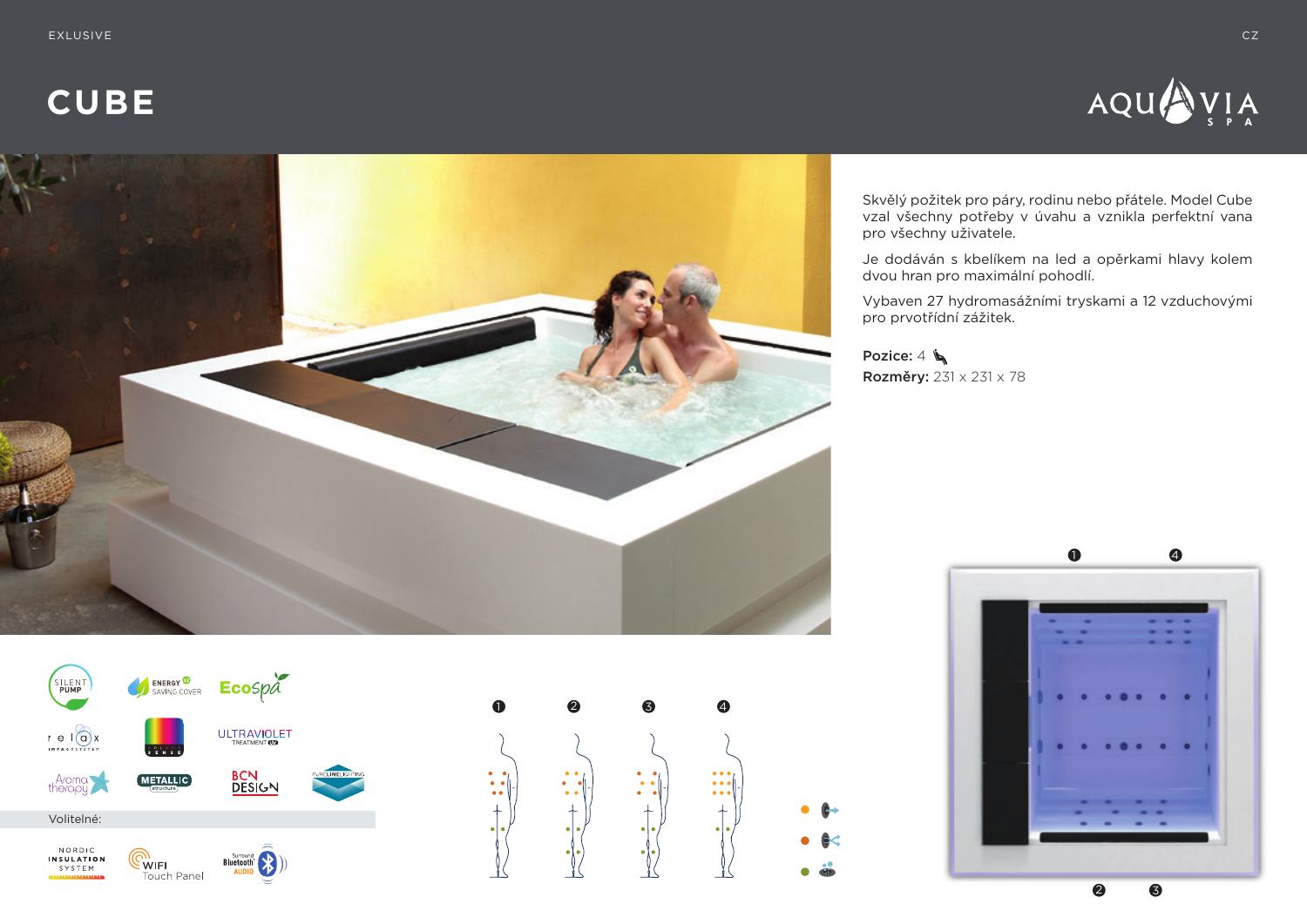EXLUSIVE

# CUBE

Skvělý požitek pro páry, rodinu nebo přátele. Model Cube vzal všechny potřeby v úvahu a vznikla perfektní vana pro všechny uživatele.

Je dodáván s kbelíkem na led a opěrkami hlavy kolem dvou hran pro maximální pohodlí.

Vybaven 27 hydromasážními tryskami a 12 vzduchovými pro prvotřídní zážitek.

**Pozice:** 4

**Rozměry:** 231 x 231 x 78

Volitelné: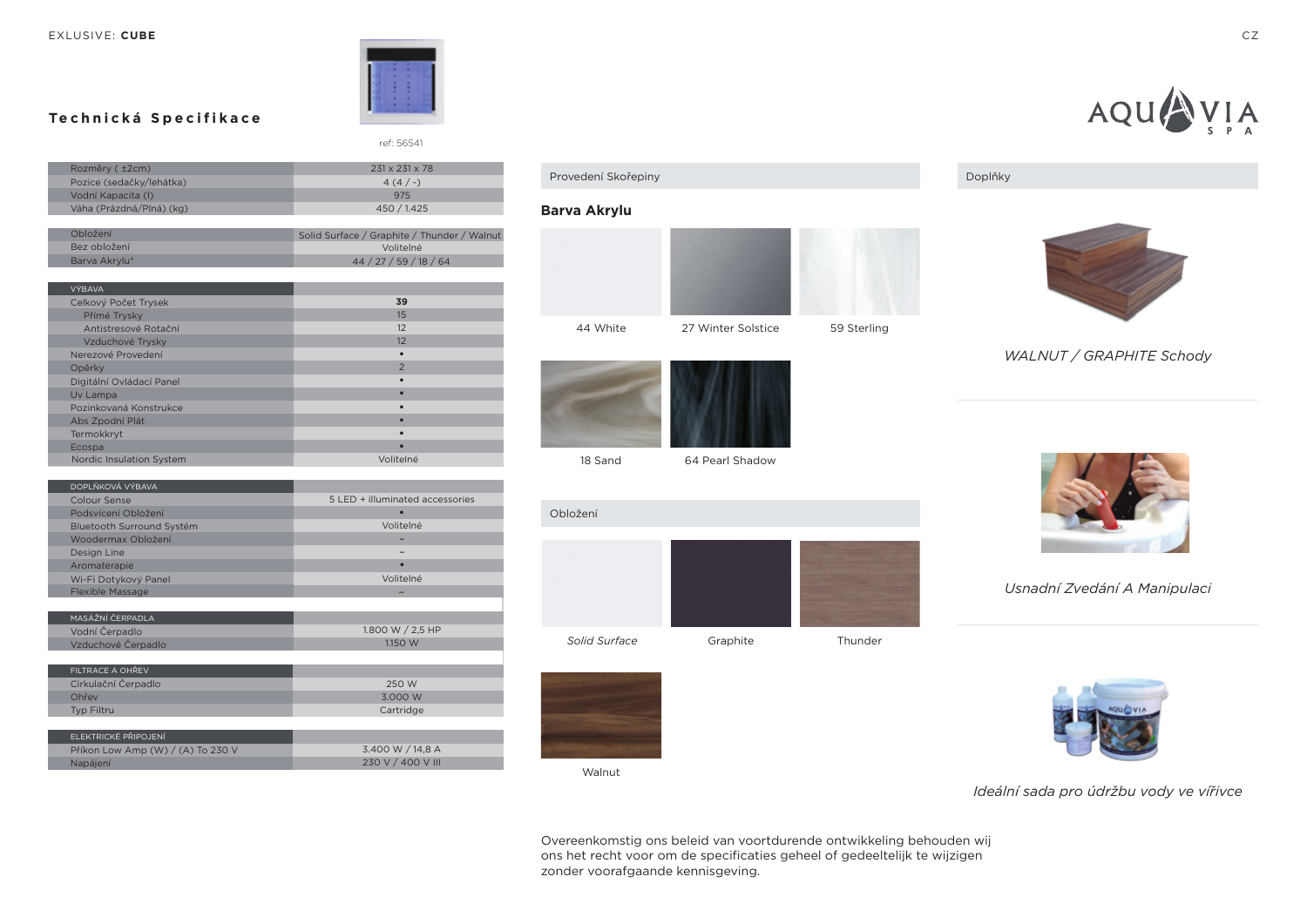EXLUSIVE: **CUBE**

## Technická Specifikace

ref: 56541

| | |
|---|---|
| Rozměry ( ±2cm) | 231 x 231 x 78 |
| Pozice (sedačky/lehátka) | 4 (4 / -) |
| Vodní Kapacita (l) | 975 |
| Váha (Prázdná/Plná) (kg) | 450 / 1.425 |

| | |
|---|---|
| Obložení | Solid Surface / Graphite / Thunder / Walnut |
| Bez obložení | Volitelné |
| Barva Akrylu* | 44 / 27 / 59 / 18 / 64 |

| VÝBAVA | |
|---|---|
| Celkový Počet Trysek | **39** |
| Přímé Trysky | 15 |
| Antistresové Rotační | 12 |
| Vzduchové Trysky | 12 |
| Nerezové Provedení | • |
| Opěrky | 2 |
| Digitální Ovládací Panel | • |
| Uv Lampa | • |
| Pozinkovaná Konstrukce | • |
| Abs Zpodní Plát | • |
| Termokkryt | • |
| Ecospa | • |
| Nordic Insulation System | Volitelné |

| DOPLŇKOVÁ VÝBAVA | |
|---|---|
| Colour Sense | 5 LED + illuminated accessories |
| Podsvícení Obložení | • |
| Bluetooth Surround Systém | Volitelné |
| Woodermax Obložení | – |
| Design Line | – |
| Aromaterapie | • |
| Wi-Fi Dotykový Panel | Volitelné |
| Flexible Massage | – |

| MASÁŽNÍ ČERPADLA | |
|---|---|
| Vodní Čerpadlo | 1.800 W / 2,5 HP |
| Vzduchové Čerpadlo | 1.150 W |

| FILTRACE A OHŘEV | |
|---|---|
| Cirkulační Čerpadlo | 250 W |
| Ohřev | 3.000 W |
| Typ Filtru | Cartridge |

| ELEKTRICKÉ PŘIPOJENÍ | |
|---|---|
| Příkon Low Amp (W) / (A) To 230 V | 3.400 W / 14,8 A |
| Napájení | 230 V / 400 V III |

### Provedení Skořepiny

**Barva Akrylu**

44 White

27 Winter Solstice

59 Sterling

18 Sand

64 Pearl Shadow

### Obložení

*Solid Surface*

Graphite

Thunder

Walnut

### Doplňky

*WALNUT / GRAPHITE Schody*

*Usnadní Zvedání A Manipulaci*

*Ideální sada pro údržbu vody ve vířivce*

Overeenkomstig ons beleid van voortdurende ontwikkeling behouden wij ons het recht voor om de specificaties geheel of gedeeltelijk te wijzigen zonder voorafgaande kennisgeving.